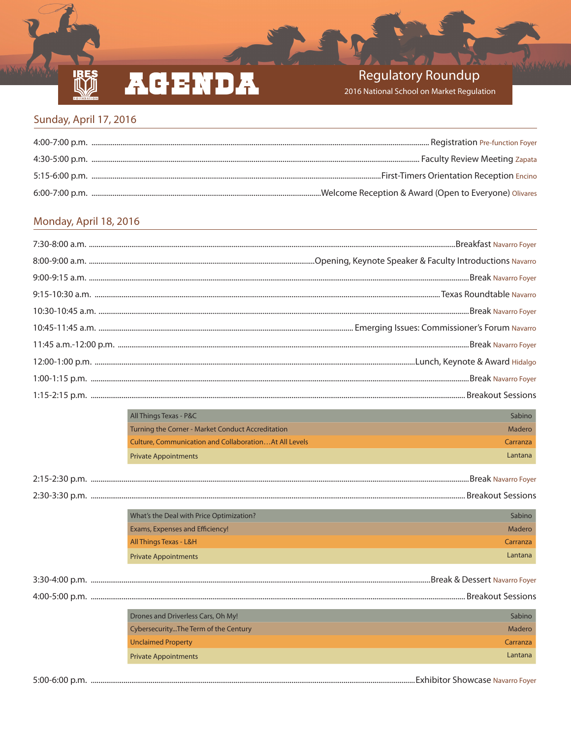IRES FOUNDATION

# AGENDA

**Regulatory Roundup**
2016 National School on Market Regulation

## Sunday, April 17, 2016

| Time | Event | Location |
|---|---|---|
| 4:00-7:00 p.m. | Registration | Pre-function Foyer |
| 4:30-5:00 p.m. | Faculty Review Meeting | Zapata |
| 5:15-6:00 p.m. | First-Timers Orientation Reception | Encino |
| 6:00-7:00 p.m. | Welcome Reception & Award (Open to Everyone) | Olivares |

## Monday, April 18, 2016

| Time | Event | Location |
|---|---|---|
| 7:30-8:00 a.m. | Breakfast | Navarro Foyer |
| 8:00-9:00 a.m. | Opening, Keynote Speaker & Faculty Introductions | Navarro |
| 9:00-9:15 a.m. | Break | Navarro Foyer |
| 9:15-10:30 a.m. | Texas Roundtable | Navarro |
| 10:30-10:45 a.m. | Break | Navarro Foyer |
| 10:45-11:45 a.m. | Emerging Issues: Commissioner's Forum | Navarro |
| 11:45 a.m.-12:00 p.m. | Break | Navarro Foyer |
| 12:00-1:00 p.m. | Lunch, Keynote & Award | Hidalgo |
| 1:00-1:15 p.m. | Break | Navarro Foyer |
| 1:15-2:15 p.m. | Breakout Sessions | |

| Session | Room |
|---|---|
| All Things Texas - P&C | Sabino |
| Turning the Corner - Market Conduct Accreditation | Madero |
| Culture, Communication and Collaboration…At All Levels | Carranza |
| Private Appointments | Lantana |

| Time | Event | Location |
|---|---|---|
| 2:15-2:30 p.m. | Break | Navarro Foyer |
| 2:30-3:30 p.m. | Breakout Sessions | |

| Session | Room |
|---|---|
| What's the Deal with Price Optimization? | Sabino |
| Exams, Expenses and Efficiency! | Madero |
| All Things Texas - L&H | Carranza |
| Private Appointments | Lantana |

| Time | Event | Location |
|---|---|---|
| 3:30-4:00 p.m. | Break & Dessert | Navarro Foyer |
| 4:00-5:00 p.m. | Breakout Sessions | |

| Session | Room |
|---|---|
| Drones and Driverless Cars, Oh My! | Sabino |
| Cybersecurity...The Term of the Century | Madero |
| Unclaimed Property | Carranza |
| Private Appointments | Lantana |

| Time | Event | Location |
|---|---|---|
| 5:00-6:00 p.m. | Exhibitor Showcase | Navarro Foyer |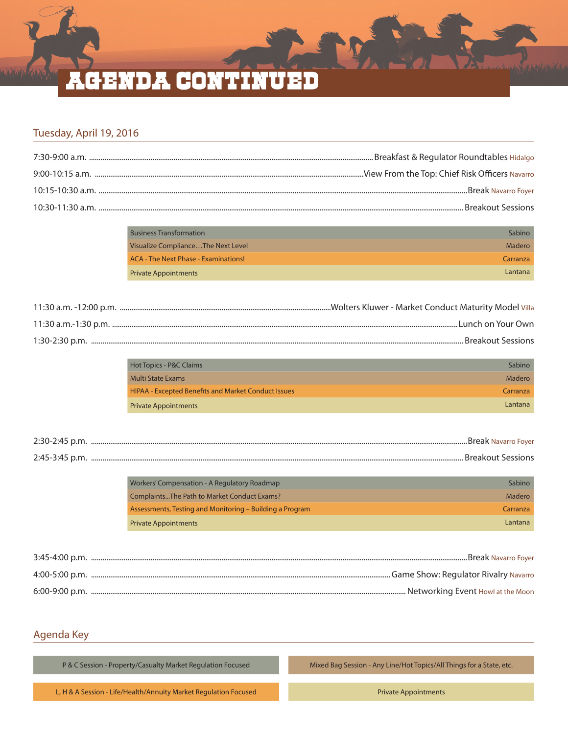# AGENDA CONTINUED

## Tuesday, April 19, 2016

7:30-9:00 a.m. ........ Breakfast & Regulator Roundtables Hidalgo

9:00-10:15 a.m. ........ View From the Top: Chief Risk Officers Navarro

10:15-10:30 a.m. ........ Break Navarro Foyer

10:30-11:30 a.m. ........ Breakout Sessions

| | |
|---|---|
| Business Transformation | Sabino |
| Visualize Compliance…The Next Level | Madero |
| ACA - The Next Phase - Examinations! | Carranza |
| Private Appointments | Lantana |

11:30 a.m. -12:00 p.m. ........ Wolters Kluwer - Market Conduct Maturity Model Villa

11:30 a.m.-1:30 p.m. ........ Lunch on Your Own

1:30-2:30 p.m. ........ Breakout Sessions

| | |
|---|---|
| Hot Topics - P&C Claims | Sabino |
| Multi State Exams | Madero |
| HIPAA - Excepted Benefits and Market Conduct Issues | Carranza |
| Private Appointments | Lantana |

2:30-2:45 p.m. ........ Break Navarro Foyer

2:45-3:45 p.m. ........ Breakout Sessions

| | |
|---|---|
| Workers' Compensation - A Regulatory Roadmap | Sabino |
| Complaints...The Path to Market Conduct Exams? | Madero |
| Assessments, Testing and Monitoring – Building a Program | Carranza |
| Private Appointments | Lantana |

3:45-4:00 p.m. ........ Break Navarro Foyer

4:00-5:00 p.m. ........ Game Show: Regulator Rivalry Navarro

6:00-9:00 p.m. ........ Networking Event Howl at the Moon

## Agenda Key

| | |
|---|---|
| P & C Session - Property/Casualty Market Regulation Focused | Mixed Bag Session - Any Line/Hot Topics/All Things for a State, etc. |
| L, H & A Session - Life/Health/Annuity Market Regulation Focused | Private Appointments |